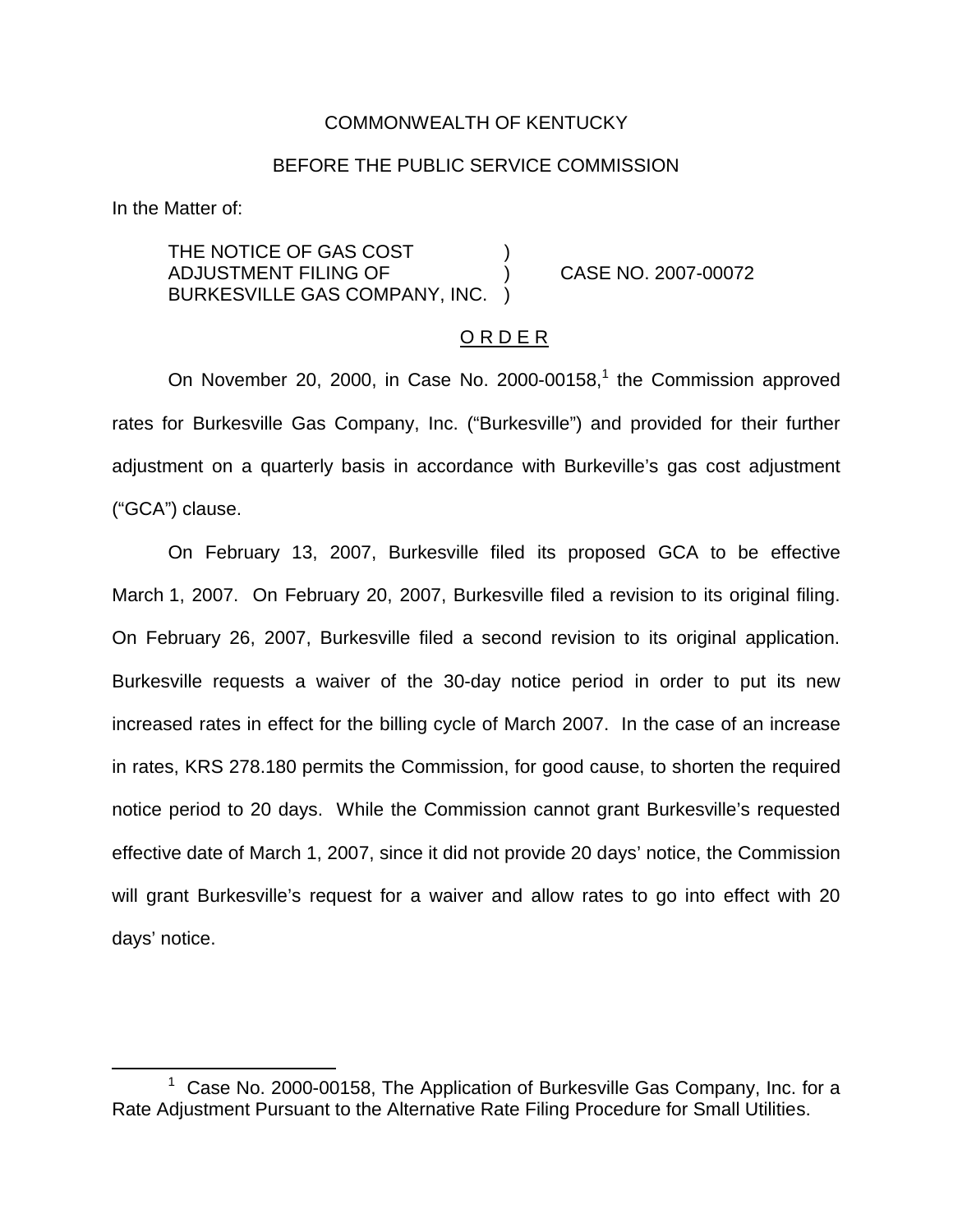COMMONWEALTH OF KENTUCKY

BEFORE THE PUBLIC SERVICE COMMISSION

In the Matter of:

THE NOTICE OF GAS COST ADJUSTMENT FILING OF BURKESVILLE GAS COMPANY, INC. ) CASE NO. 2007-00072

ORDER

On November 20, 2000, in Case No. 2000-00158,[1] the Commission approved rates for Burkesville Gas Company, Inc. ("Burkesville") and provided for their further adjustment on a quarterly basis in accordance with Burkeville's gas cost adjustment ("GCA") clause.

On February 13, 2007, Burkesville filed its proposed GCA to be effective March 1, 2007. On February 20, 2007, Burkesville filed a revision to its original filing. On February 26, 2007, Burkesville filed a second revision to its original application. Burkesville requests a waiver of the 30-day notice period in order to put its new increased rates in effect for the billing cycle of March 2007. In the case of an increase in rates, KRS 278.180 permits the Commission, for good cause, to shorten the required notice period to 20 days. While the Commission cannot grant Burkesville's requested effective date of March 1, 2007, since it did not provide 20 days' notice, the Commission will grant Burkesville's request for a waiver and allow rates to go into effect with 20 days' notice.

[1] Case No. 2000-00158, The Application of Burkesville Gas Company, Inc. for a Rate Adjustment Pursuant to the Alternative Rate Filing Procedure for Small Utilities.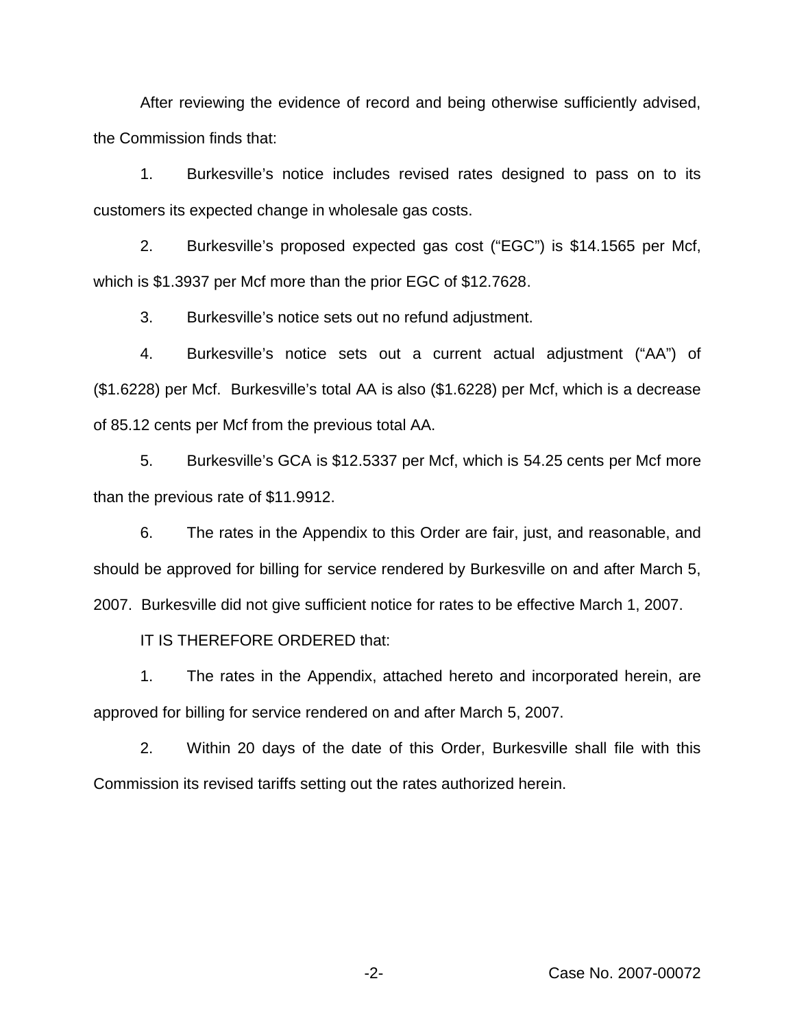After reviewing the evidence of record and being otherwise sufficiently advised, the Commission finds that:

1. Burkesville's notice includes revised rates designed to pass on to its customers its expected change in wholesale gas costs.

2. Burkesville's proposed expected gas cost ("EGC") is $14.1565 per Mcf, which is $1.3937 per Mcf more than the prior EGC of $12.7628.

3. Burkesville's notice sets out no refund adjustment.

4. Burkesville's notice sets out a current actual adjustment ("AA") of ($1.6228) per Mcf. Burkesville's total AA is also ($1.6228) per Mcf, which is a decrease of 85.12 cents per Mcf from the previous total AA.

5. Burkesville's GCA is $12.5337 per Mcf, which is 54.25 cents per Mcf more than the previous rate of $11.9912.

6. The rates in the Appendix to this Order are fair, just, and reasonable, and should be approved for billing for service rendered by Burkesville on and after March 5, 2007. Burkesville did not give sufficient notice for rates to be effective March 1, 2007.

IT IS THEREFORE ORDERED that:

1. The rates in the Appendix, attached hereto and incorporated herein, are approved for billing for service rendered on and after March 5, 2007.

2. Within 20 days of the date of this Order, Burkesville shall file with this Commission its revised tariffs setting out the rates authorized herein.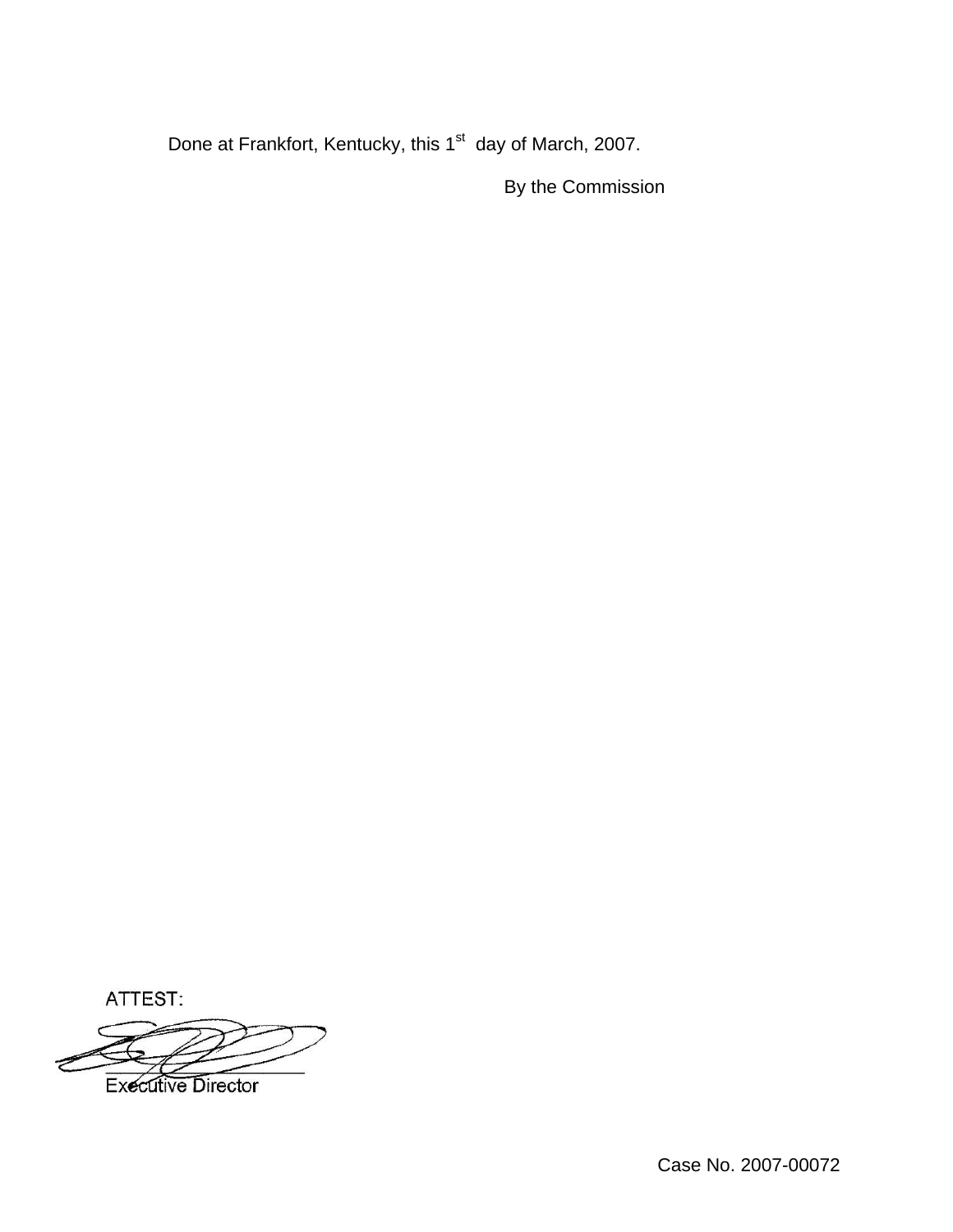Done at Frankfort, Kentucky, this 1st day of March, 2007.

By the Commission

ATTEST:

Executive Director

Case No. 2007-00072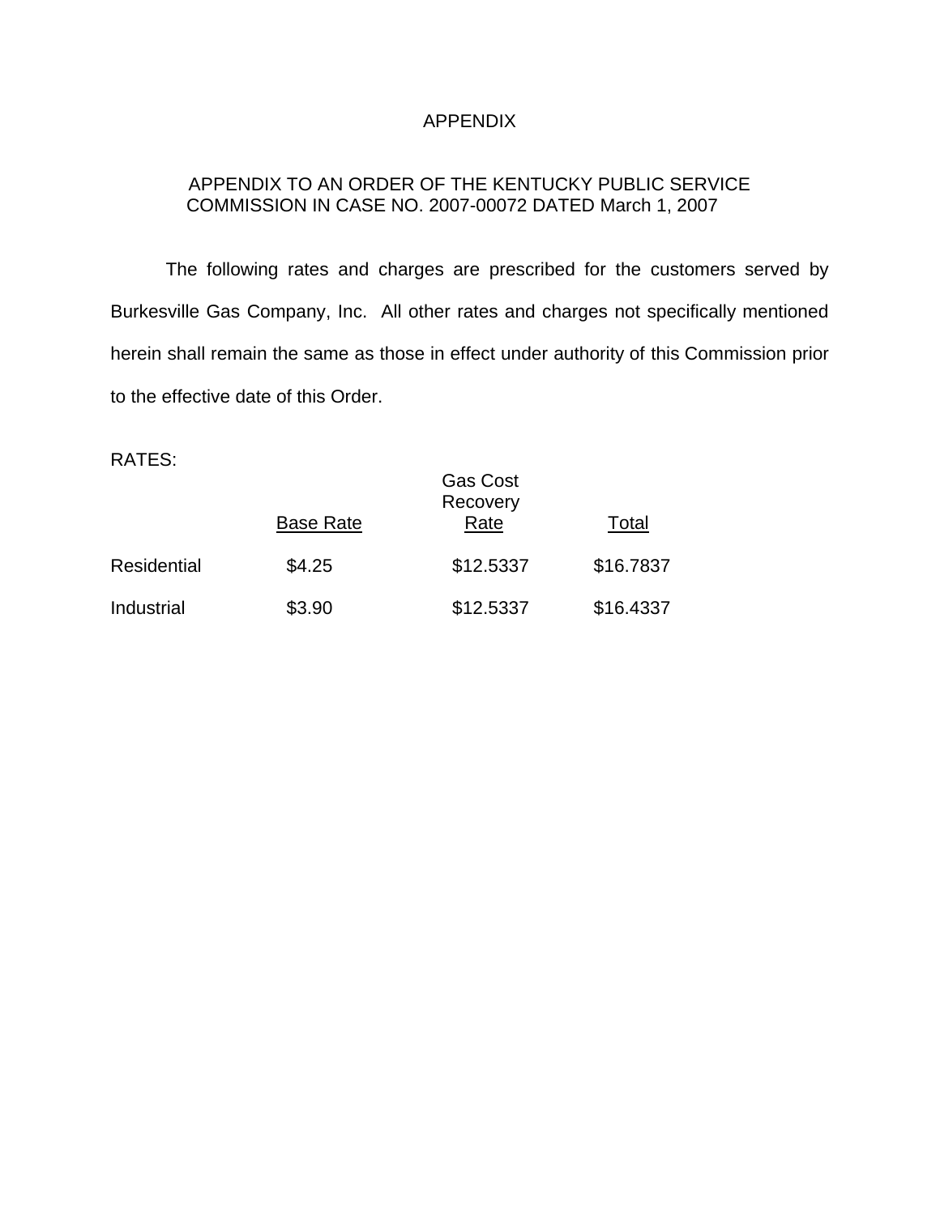# APPENDIX

## APPENDIX TO AN ORDER OF THE KENTUCKY PUBLIC SERVICE COMMISSION IN CASE NO. 2007-00072 DATED March 1, 2007

The following rates and charges are prescribed for the customers served by Burkesville Gas Company, Inc. All other rates and charges not specifically mentioned herein shall remain the same as those in effect under authority of this Commission prior to the effective date of this Order.

RATES:

| | Base Rate | Gas Cost Recovery Rate | Total |
|---|---|---|---|
| Residential | $4.25 | $12.5337 | $16.7837 |
| Industrial | $3.90 | $12.5337 | $16.4337 |